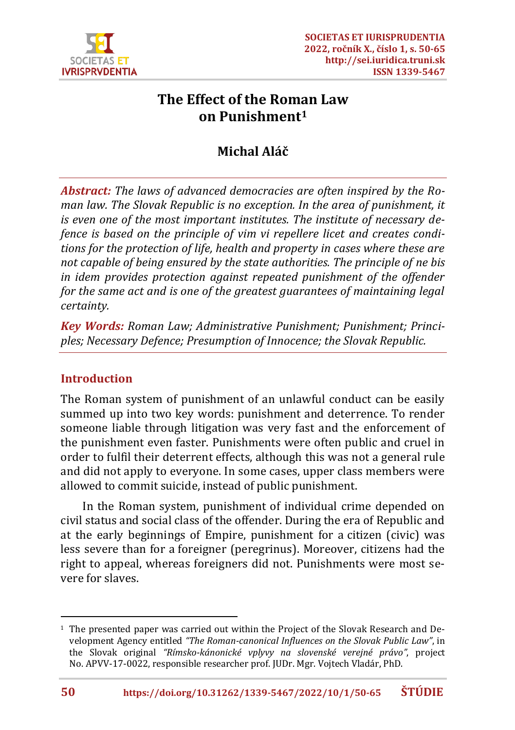# The Effect of the Roman Law on Punishment[1]

**Michal Aláč**

***Abstract:*** *The laws of advanced democracies are often inspired by the Roman law. The Slovak Republic is no exception. In the area of punishment, it is even one of the most important institutes. The institute of necessary defence is based on the principle of vim vi repellere licet and creates conditions for the protection of life, health and property in cases where these are not capable of being ensured by the state authorities. The principle of ne bis in idem provides protection against repeated punishment of the offender for the same act and is one of the greatest guarantees of maintaining legal certainty.*

***Key Words:*** *Roman Law; Administrative Punishment; Punishment; Principles; Necessary Defence; Presumption of Innocence; the Slovak Republic.*

## Introduction

The Roman system of punishment of an unlawful conduct can be easily summed up into two key words: punishment and deterrence. To render someone liable through litigation was very fast and the enforcement of the punishment even faster. Punishments were often public and cruel in order to fulfil their deterrent effects, although this was not a general rule and did not apply to everyone. In some cases, upper class members were allowed to commit suicide, instead of public punishment.

In the Roman system, punishment of individual crime depended on civil status and social class of the offender. During the era of Republic and at the early beginnings of Empire, punishment for a citizen (civic) was less severe than for a foreigner (peregrinus). Moreover, citizens had the right to appeal, whereas foreigners did not. Punishments were most severe for slaves.

[1] The presented paper was carried out within the Project of the Slovak Research and Development Agency entitled *"The Roman-canonical Influences on the Slovak Public Law"*, in the Slovak original *"Rímsko-kánonické vplyvy na slovenské verejné právo"*, project No. APVV-17-0022, responsible researcher prof. JUDr. Mgr. Vojtech Vladár, PhD.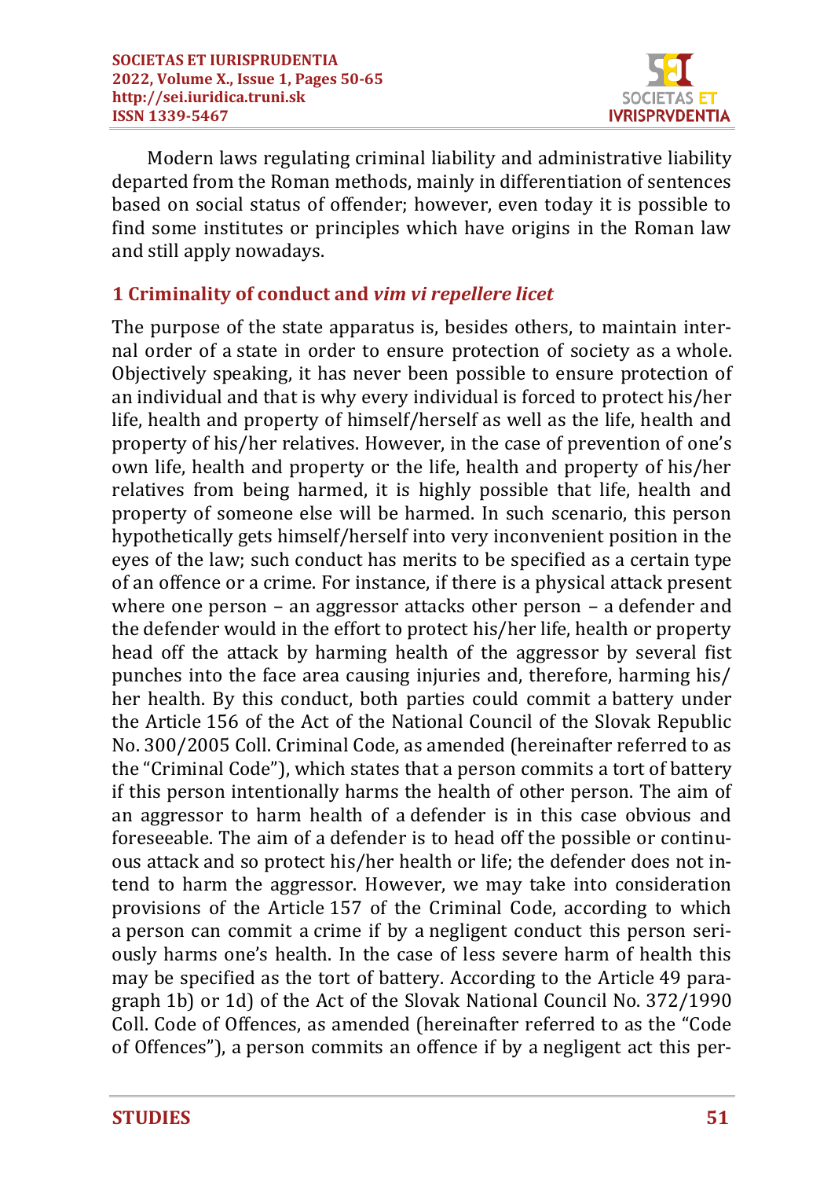Modern laws regulating criminal liability and administrative liability departed from the Roman methods, mainly in differentiation of sentences based on social status of offender; however, even today it is possible to find some institutes or principles which have origins in the Roman law and still apply nowadays.

## 1 Criminality of conduct and *vim vi repellere licet*

The purpose of the state apparatus is, besides others, to maintain internal order of a state in order to ensure protection of society as a whole. Objectively speaking, it has never been possible to ensure protection of an individual and that is why every individual is forced to protect his/her life, health and property of himself/herself as well as the life, health and property of his/her relatives. However, in the case of prevention of one's own life, health and property or the life, health and property of his/her relatives from being harmed, it is highly possible that life, health and property of someone else will be harmed. In such scenario, this person hypothetically gets himself/herself into very inconvenient position in the eyes of the law; such conduct has merits to be specified as a certain type of an offence or a crime. For instance, if there is a physical attack present where one person – an aggressor attacks other person – a defender and the defender would in the effort to protect his/her life, health or property head off the attack by harming health of the aggressor by several fist punches into the face area causing injuries and, therefore, harming his/her health. By this conduct, both parties could commit a battery under the Article 156 of the Act of the National Council of the Slovak Republic No. 300/2005 Coll. Criminal Code, as amended (hereinafter referred to as the "Criminal Code"), which states that a person commits a tort of battery if this person intentionally harms the health of other person. The aim of an aggressor to harm health of a defender is in this case obvious and foreseeable. The aim of a defender is to head off the possible or continuous attack and so protect his/her health or life; the defender does not intend to harm the aggressor. However, we may take into consideration provisions of the Article 157 of the Criminal Code, according to which a person can commit a crime if by a negligent conduct this person seriously harms one's health. In the case of less severe harm of health this may be specified as the tort of battery. According to the Article 49 paragraph 1b) or 1d) of the Act of the Slovak National Council No. 372/1990 Coll. Code of Offences, as amended (hereinafter referred to as the "Code of Offences"), a person commits an offence if by a negligent act this per-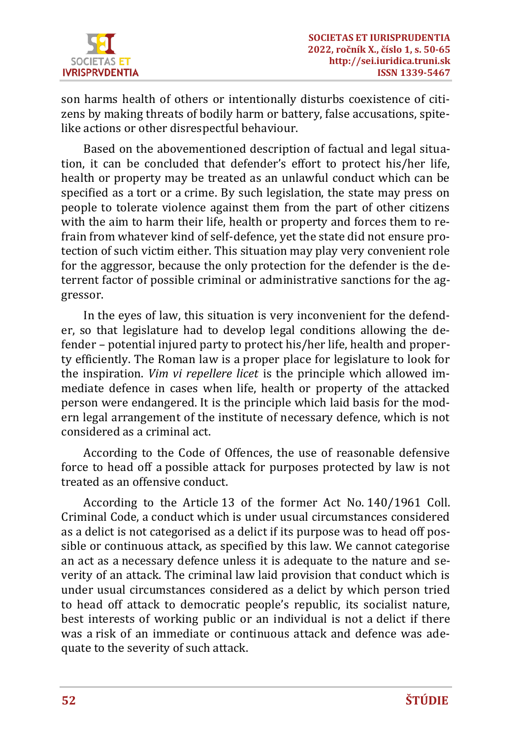son harms health of others or intentionally disturbs coexistence of citizens by making threats of bodily harm or battery, false accusations, spite-like actions or other disrespectful behaviour.

Based on the abovementioned description of factual and legal situation, it can be concluded that defender's effort to protect his/her life, health or property may be treated as an unlawful conduct which can be specified as a tort or a crime. By such legislation, the state may press on people to tolerate violence against them from the part of other citizens with the aim to harm their life, health or property and forces them to refrain from whatever kind of self-defence, yet the state did not ensure protection of such victim either. This situation may play very convenient role for the aggressor, because the only protection for the defender is the deterrent factor of possible criminal or administrative sanctions for the aggressor.

In the eyes of law, this situation is very inconvenient for the defender, so that legislature had to develop legal conditions allowing the defender – potential injured party to protect his/her life, health and property efficiently. The Roman law is a proper place for legislature to look for the inspiration. *Vim vi repellere licet* is the principle which allowed immediate defence in cases when life, health or property of the attacked person were endangered. It is the principle which laid basis for the modern legal arrangement of the institute of necessary defence, which is not considered as a criminal act.

According to the Code of Offences, the use of reasonable defensive force to head off a possible attack for purposes protected by law is not treated as an offensive conduct.

According to the Article 13 of the former Act No. 140/1961 Coll. Criminal Code, a conduct which is under usual circumstances considered as a delict is not categorised as a delict if its purpose was to head off possible or continuous attack, as specified by this law. We cannot categorise an act as a necessary defence unless it is adequate to the nature and severity of an attack. The criminal law laid provision that conduct which is under usual circumstances considered as a delict by which person tried to head off attack to democratic people's republic, its socialist nature, best interests of working public or an individual is not a delict if there was a risk of an immediate or continuous attack and defence was adequate to the severity of such attack.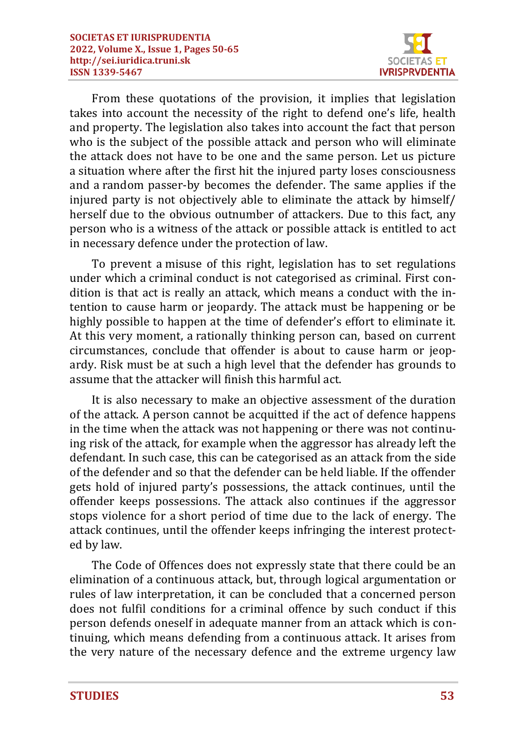From these quotations of the provision, it implies that legislation takes into account the necessity of the right to defend one's life, health and property. The legislation also takes into account the fact that person who is the subject of the possible attack and person who will eliminate the attack does not have to be one and the same person. Let us picture a situation where after the first hit the injured party loses consciousness and a random passer-by becomes the defender. The same applies if the injured party is not objectively able to eliminate the attack by himself/herself due to the obvious outnumber of attackers. Due to this fact, any person who is a witness of the attack or possible attack is entitled to act in necessary defence under the protection of law.

To prevent a misuse of this right, legislation has to set regulations under which a criminal conduct is not categorised as criminal. First condition is that act is really an attack, which means a conduct with the intention to cause harm or jeopardy. The attack must be happening or be highly possible to happen at the time of defender's effort to eliminate it. At this very moment, a rationally thinking person can, based on current circumstances, conclude that offender is about to cause harm or jeopardy. Risk must be at such a high level that the defender has grounds to assume that the attacker will finish this harmful act.

It is also necessary to make an objective assessment of the duration of the attack. A person cannot be acquitted if the act of defence happens in the time when the attack was not happening or there was not continuing risk of the attack, for example when the aggressor has already left the defendant. In such case, this can be categorised as an attack from the side of the defender and so that the defender can be held liable. If the offender gets hold of injured party's possessions, the attack continues, until the offender keeps possessions. The attack also continues if the aggressor stops violence for a short period of time due to the lack of energy. The attack continues, until the offender keeps infringing the interest protected by law.

The Code of Offences does not expressly state that there could be an elimination of a continuous attack, but, through logical argumentation or rules of law interpretation, it can be concluded that a concerned person does not fulfil conditions for a criminal offence by such conduct if this person defends oneself in adequate manner from an attack which is continuing, which means defending from a continuous attack. It arises from the very nature of the necessary defence and the extreme urgency law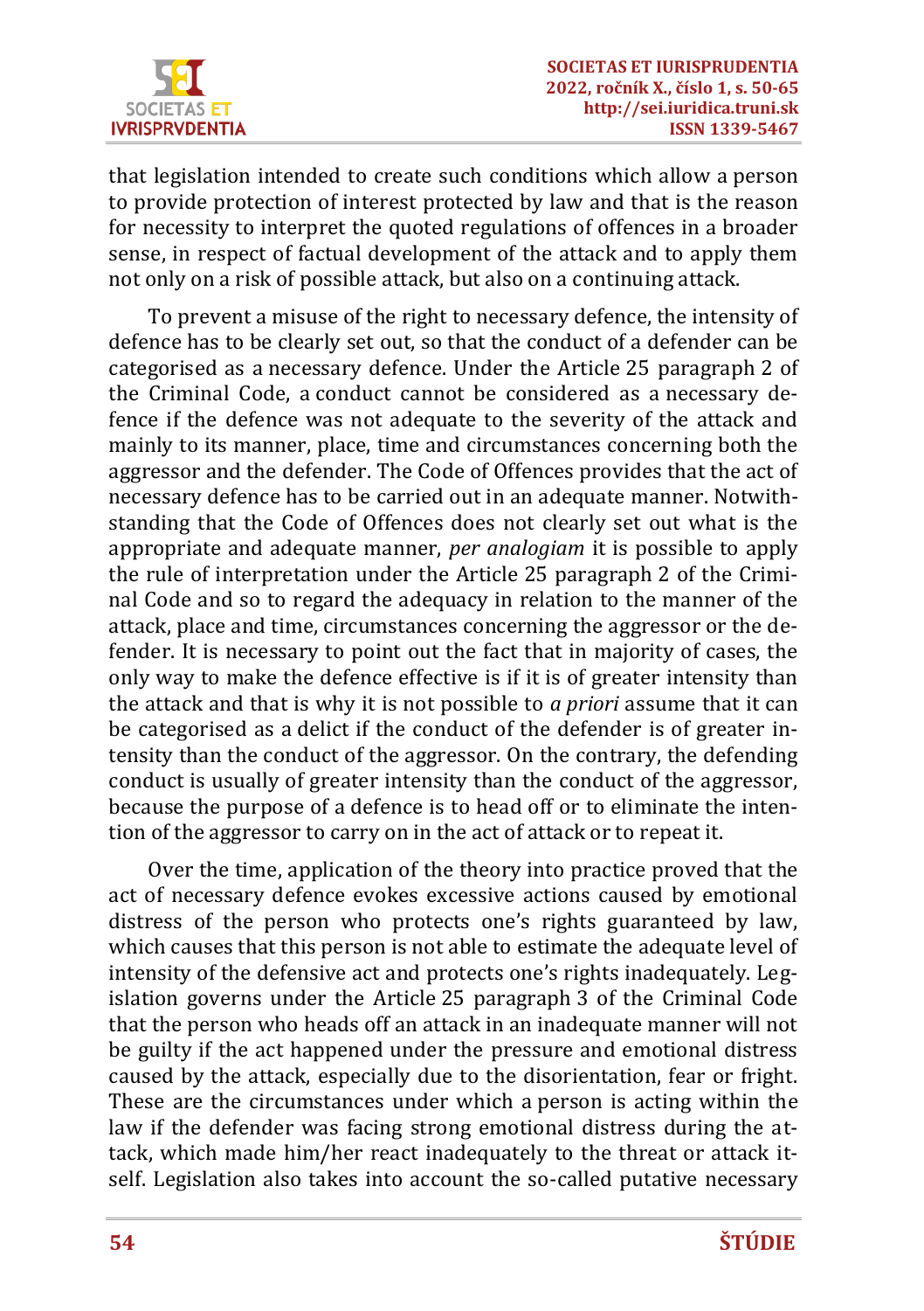that legislation intended to create such conditions which allow a person to provide protection of interest protected by law and that is the reason for necessity to interpret the quoted regulations of offences in a broader sense, in respect of factual development of the attack and to apply them not only on a risk of possible attack, but also on a continuing attack.

To prevent a misuse of the right to necessary defence, the intensity of defence has to be clearly set out, so that the conduct of a defender can be categorised as a necessary defence. Under the Article 25 paragraph 2 of the Criminal Code, a conduct cannot be considered as a necessary defence if the defence was not adequate to the severity of the attack and mainly to its manner, place, time and circumstances concerning both the aggressor and the defender. The Code of Offences provides that the act of necessary defence has to be carried out in an adequate manner. Notwithstanding that the Code of Offences does not clearly set out what is the appropriate and adequate manner, *per analogiam* it is possible to apply the rule of interpretation under the Article 25 paragraph 2 of the Criminal Code and so to regard the adequacy in relation to the manner of the attack, place and time, circumstances concerning the aggressor or the defender. It is necessary to point out the fact that in majority of cases, the only way to make the defence effective is if it is of greater intensity than the attack and that is why it is not possible to *a priori* assume that it can be categorised as a delict if the conduct of the defender is of greater intensity than the conduct of the aggressor. On the contrary, the defending conduct is usually of greater intensity than the conduct of the aggressor, because the purpose of a defence is to head off or to eliminate the intention of the aggressor to carry on in the act of attack or to repeat it.

Over the time, application of the theory into practice proved that the act of necessary defence evokes excessive actions caused by emotional distress of the person who protects one's rights guaranteed by law, which causes that this person is not able to estimate the adequate level of intensity of the defensive act and protects one's rights inadequately. Legislation governs under the Article 25 paragraph 3 of the Criminal Code that the person who heads off an attack in an inadequate manner will not be guilty if the act happened under the pressure and emotional distress caused by the attack, especially due to the disorientation, fear or fright. These are the circumstances under which a person is acting within the law if the defender was facing strong emotional distress during the attack, which made him/her react inadequately to the threat or attack itself. Legislation also takes into account the so-called putative necessary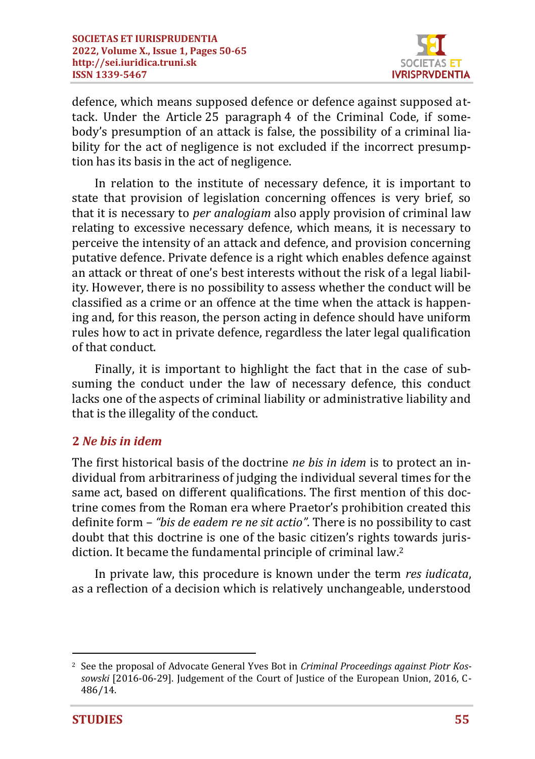defence, which means supposed defence or defence against supposed attack. Under the Article 25 paragraph 4 of the Criminal Code, if somebody's presumption of an attack is false, the possibility of a criminal liability for the act of negligence is not excluded if the incorrect presumption has its basis in the act of negligence.

In relation to the institute of necessary defence, it is important to state that provision of legislation concerning offences is very brief, so that it is necessary to *per analogiam* also apply provision of criminal law relating to excessive necessary defence, which means, it is necessary to perceive the intensity of an attack and defence, and provision concerning putative defence. Private defence is a right which enables defence against an attack or threat of one's best interests without the risk of a legal liability. However, there is no possibility to assess whether the conduct will be classified as a crime or an offence at the time when the attack is happening and, for this reason, the person acting in defence should have uniform rules how to act in private defence, regardless the later legal qualification of that conduct.

Finally, it is important to highlight the fact that in the case of subsuming the conduct under the law of necessary defence, this conduct lacks one of the aspects of criminal liability or administrative liability and that is the illegality of the conduct.

## 2 *Ne bis in idem*

The first historical basis of the doctrine *ne bis in idem* is to protect an individual from arbitrariness of judging the individual several times for the same act, based on different qualifications. The first mention of this doctrine comes from the Roman era where Praetor's prohibition created this definite form – *"bis de eadem re ne sit actio"*. There is no possibility to cast doubt that this doctrine is one of the basic citizen's rights towards jurisdiction. It became the fundamental principle of criminal law.[2]

In private law, this procedure is known under the term *res iudicata*, as a reflection of a decision which is relatively unchangeable, understood

---

[2] See the proposal of Advocate General Yves Bot in *Criminal Proceedings against Piotr Kossowski* [2016-06-29]. Judgement of the Court of Justice of the European Union, 2016, C-486/14.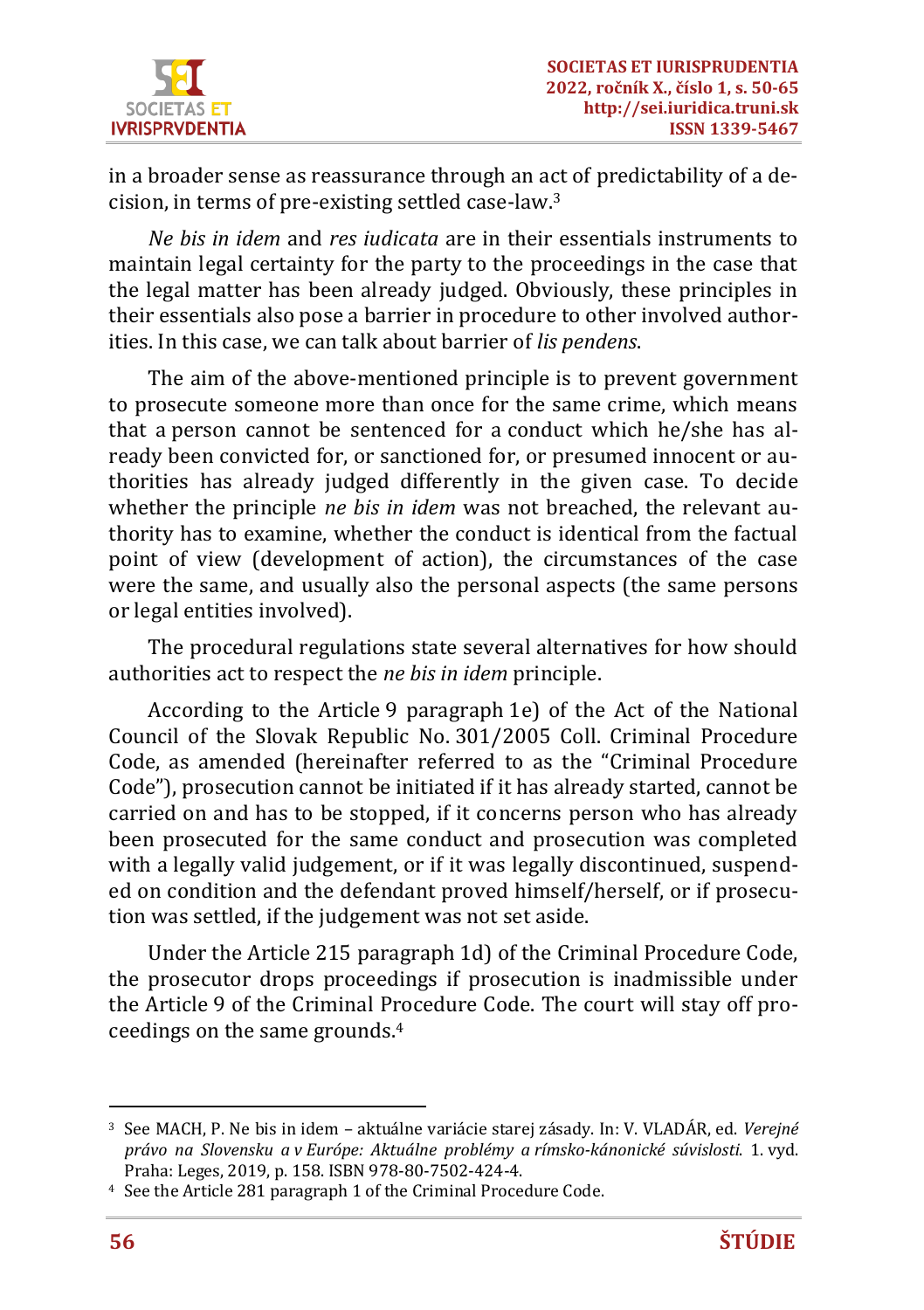in a broader sense as reassurance through an act of predictability of a decision, in terms of pre-existing settled case-law.[3]

*Ne bis in idem* and *res iudicata* are in their essentials instruments to maintain legal certainty for the party to the proceedings in the case that the legal matter has been already judged. Obviously, these principles in their essentials also pose a barrier in procedure to other involved authorities. In this case, we can talk about barrier of *lis pendens*.

The aim of the above-mentioned principle is to prevent government to prosecute someone more than once for the same crime, which means that a person cannot be sentenced for a conduct which he/she has already been convicted for, or sanctioned for, or presumed innocent or authorities has already judged differently in the given case. To decide whether the principle *ne bis in idem* was not breached, the relevant authority has to examine, whether the conduct is identical from the factual point of view (development of action), the circumstances of the case were the same, and usually also the personal aspects (the same persons or legal entities involved).

The procedural regulations state several alternatives for how should authorities act to respect the *ne bis in idem* principle.

According to the Article 9 paragraph 1e) of the Act of the National Council of the Slovak Republic No. 301/2005 Coll. Criminal Procedure Code, as amended (hereinafter referred to as the "Criminal Procedure Code"), prosecution cannot be initiated if it has already started, cannot be carried on and has to be stopped, if it concerns person who has already been prosecuted for the same conduct and prosecution was completed with a legally valid judgement, or if it was legally discontinued, suspended on condition and the defendant proved himself/herself, or if prosecution was settled, if the judgement was not set aside.

Under the Article 215 paragraph 1d) of the Criminal Procedure Code, the prosecutor drops proceedings if prosecution is inadmissible under the Article 9 of the Criminal Procedure Code. The court will stay off proceedings on the same grounds.[4]

---

[3] See MACH, P. Ne bis in idem – aktuálne variácie starej zásady. In: V. VLADÁR, ed. *Verejné právo na Slovensku a v Európe: Aktuálne problémy a rímsko-kánonické súvislosti*. 1. vyd. Praha: Leges, 2019, p. 158. ISBN 978-80-7502-424-4.

[4] See the Article 281 paragraph 1 of the Criminal Procedure Code.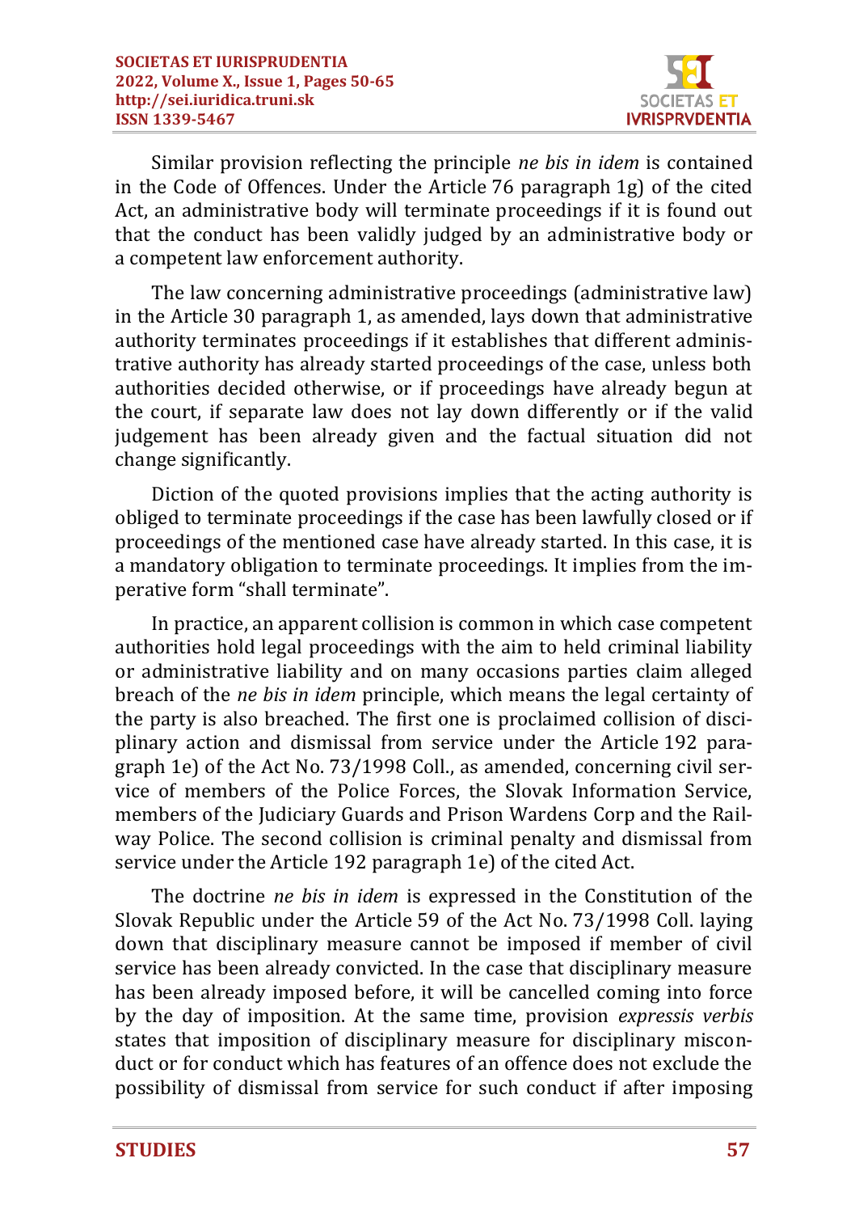Similar provision reflecting the principle *ne bis in idem* is contained in the Code of Offences. Under the Article 76 paragraph 1g) of the cited Act, an administrative body will terminate proceedings if it is found out that the conduct has been validly judged by an administrative body or a competent law enforcement authority.

The law concerning administrative proceedings (administrative law) in the Article 30 paragraph 1, as amended, lays down that administrative authority terminates proceedings if it establishes that different administrative authority has already started proceedings of the case, unless both authorities decided otherwise, or if proceedings have already begun at the court, if separate law does not lay down differently or if the valid judgement has been already given and the factual situation did not change significantly.

Diction of the quoted provisions implies that the acting authority is obliged to terminate proceedings if the case has been lawfully closed or if proceedings of the mentioned case have already started. In this case, it is a mandatory obligation to terminate proceedings. It implies from the imperative form "shall terminate".

In practice, an apparent collision is common in which case competent authorities hold legal proceedings with the aim to held criminal liability or administrative liability and on many occasions parties claim alleged breach of the *ne bis in idem* principle, which means the legal certainty of the party is also breached. The first one is proclaimed collision of disciplinary action and dismissal from service under the Article 192 paragraph 1e) of the Act No. 73/1998 Coll., as amended, concerning civil service of members of the Police Forces, the Slovak Information Service, members of the Judiciary Guards and Prison Wardens Corp and the Railway Police. The second collision is criminal penalty and dismissal from service under the Article 192 paragraph 1e) of the cited Act.

The doctrine *ne bis in idem* is expressed in the Constitution of the Slovak Republic under the Article 59 of the Act No. 73/1998 Coll. laying down that disciplinary measure cannot be imposed if member of civil service has been already convicted. In the case that disciplinary measure has been already imposed before, it will be cancelled coming into force by the day of imposition. At the same time, provision *expressis verbis* states that imposition of disciplinary measure for disciplinary misconduct or for conduct which has features of an offence does not exclude the possibility of dismissal from service for such conduct if after imposing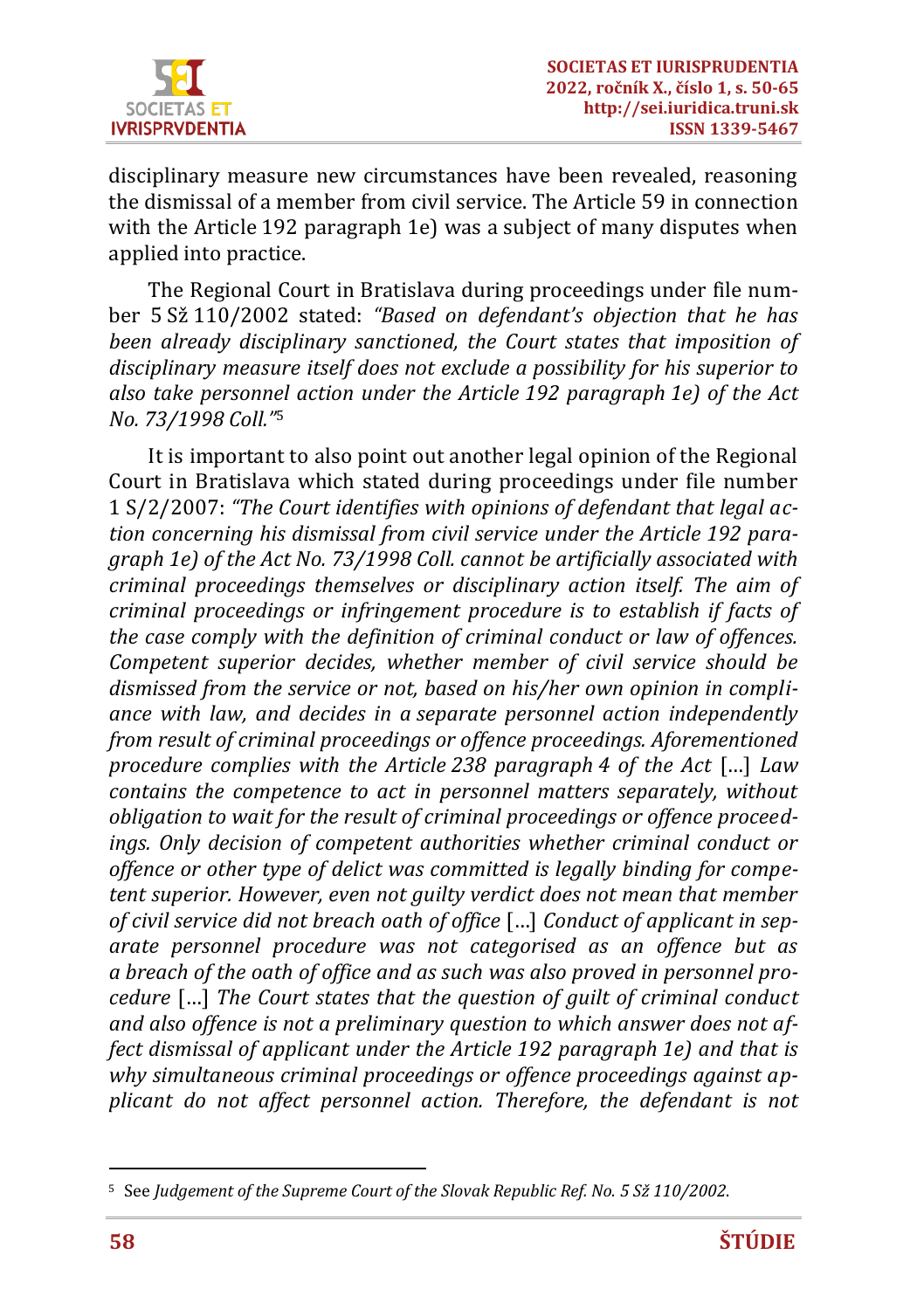disciplinary measure new circumstances have been revealed, reasoning the dismissal of a member from civil service. The Article 59 in connection with the Article 192 paragraph 1e) was a subject of many disputes when applied into practice.

The Regional Court in Bratislava during proceedings under file number 5 Sž 110/2002 stated: *"Based on defendant's objection that he has been already disciplinary sanctioned, the Court states that imposition of disciplinary measure itself does not exclude a possibility for his superior to also take personnel action under the Article 192 paragraph 1e) of the Act No. 73/1998 Coll."*[5]

It is important to also point out another legal opinion of the Regional Court in Bratislava which stated during proceedings under file number 1 S/2/2007: *"The Court identifies with opinions of defendant that legal action concerning his dismissal from civil service under the Article 192 paragraph 1e) of the Act No. 73/1998 Coll. cannot be artificially associated with criminal proceedings themselves or disciplinary action itself. The aim of criminal proceedings or infringement procedure is to establish if facts of the case comply with the definition of criminal conduct or law of offences. Competent superior decides, whether member of civil service should be dismissed from the service or not, based on his/her own opinion in compliance with law, and decides in a separate personnel action independently from result of criminal proceedings or offence proceedings. Aforementioned procedure complies with the Article 238 paragraph 4 of the Act* […] *Law contains the competence to act in personnel matters separately, without obligation to wait for the result of criminal proceedings or offence proceedings. Only decision of competent authorities whether criminal conduct or offence or other type of delict was committed is legally binding for competent superior. However, even not guilty verdict does not mean that member of civil service did not breach oath of office* […] *Conduct of applicant in separate personnel procedure was not categorised as an offence but as a breach of the oath of office and as such was also proved in personnel procedure* […] *The Court states that the question of guilt of criminal conduct and also offence is not a preliminary question to which answer does not affect dismissal of applicant under the Article 192 paragraph 1e) and that is why simultaneous criminal proceedings or offence proceedings against applicant do not affect personnel action. Therefore, the defendant is not*

---

[5] See *Judgement of the Supreme Court of the Slovak Republic Ref. No. 5 Sž 110/2002*.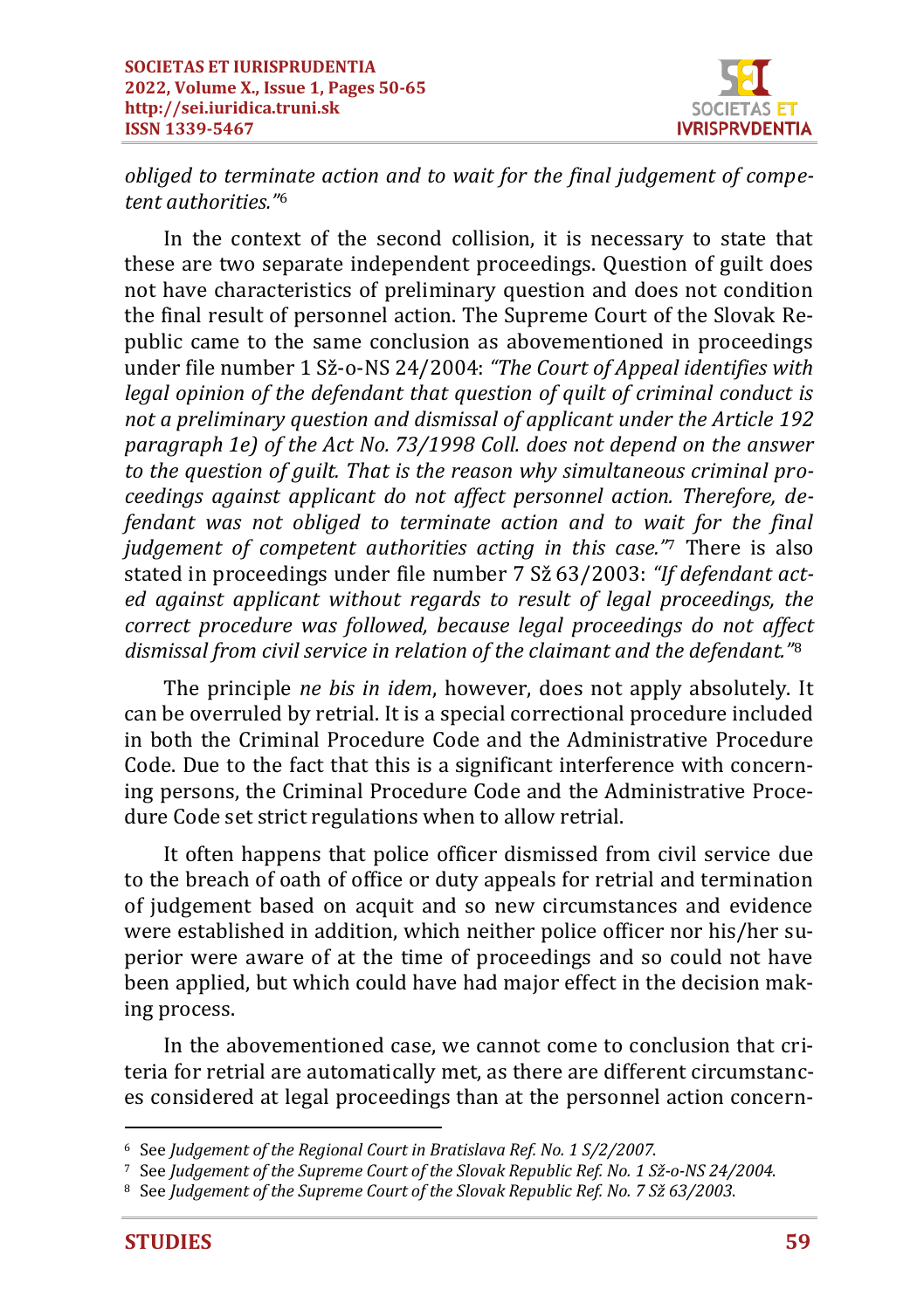*obliged to terminate action and to wait for the final judgement of competent authorities."*[6]

In the context of the second collision, it is necessary to state that these are two separate independent proceedings. Question of guilt does not have characteristics of preliminary question and does not condition the final result of personnel action. The Supreme Court of the Slovak Republic came to the same conclusion as abovementioned in proceedings under file number 1 Sž-o-NS 24/2004: *"The Court of Appeal identifies with legal opinion of the defendant that question of quilt of criminal conduct is not a preliminary question and dismissal of applicant under the Article 192 paragraph 1e) of the Act No. 73/1998 Coll. does not depend on the answer to the question of guilt. That is the reason why simultaneous criminal proceedings against applicant do not affect personnel action. Therefore, defendant was not obliged to terminate action and to wait for the final judgement of competent authorities acting in this case."*[7] There is also stated in proceedings under file number 7 Sž 63/2003: *"If defendant acted against applicant without regards to result of legal proceedings, the correct procedure was followed, because legal proceedings do not affect dismissal from civil service in relation of the claimant and the defendant."*[8]

The principle *ne bis in idem*, however, does not apply absolutely. It can be overruled by retrial. It is a special correctional procedure included in both the Criminal Procedure Code and the Administrative Procedure Code. Due to the fact that this is a significant interference with concerning persons, the Criminal Procedure Code and the Administrative Procedure Code set strict regulations when to allow retrial.

It often happens that police officer dismissed from civil service due to the breach of oath of office or duty appeals for retrial and termination of judgement based on acquit and so new circumstances and evidence were established in addition, which neither police officer nor his/her superior were aware of at the time of proceedings and so could not have been applied, but which could have had major effect in the decision making process.

In the abovementioned case, we cannot come to conclusion that criteria for retrial are automatically met, as there are different circumstances considered at legal proceedings than at the personnel action concern-

---

[6] See *Judgement of the Regional Court in Bratislava Ref. No. 1 S/2/2007.*

[7] See *Judgement of the Supreme Court of the Slovak Republic Ref. No. 1 Sž-o-NS 24/2004.*

[8] See *Judgement of the Supreme Court of the Slovak Republic Ref. No. 7 Sž 63/2003*.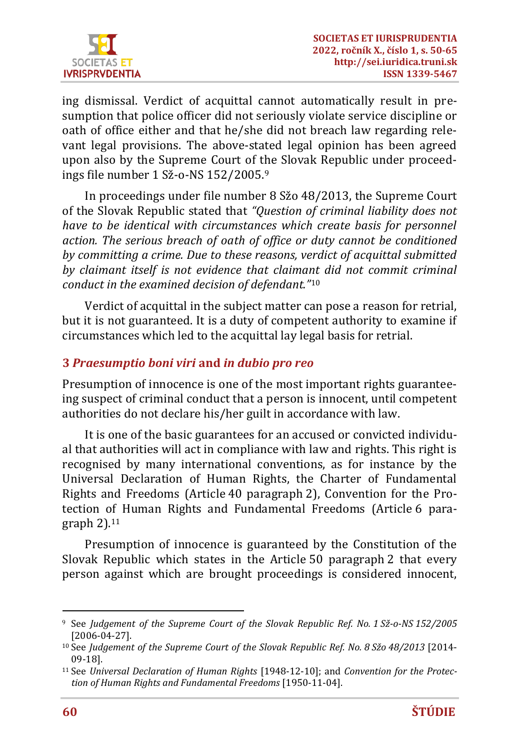ing dismissal. Verdict of acquittal cannot automatically result in presumption that police officer did not seriously violate service discipline or oath of office either and that he/she did not breach law regarding relevant legal provisions. The above-stated legal opinion has been agreed upon also by the Supreme Court of the Slovak Republic under proceedings file number 1 Sž-o-NS 152/2005.[9]

In proceedings under file number 8 Sžo 48/2013, the Supreme Court of the Slovak Republic stated that *"Question of criminal liability does not have to be identical with circumstances which create basis for personnel action. The serious breach of oath of office or duty cannot be conditioned by committing a crime. Due to these reasons, verdict of acquittal submitted by claimant itself is not evidence that claimant did not commit criminal conduct in the examined decision of defendant."*[10]

Verdict of acquittal in the subject matter can pose a reason for retrial, but it is not guaranteed. It is a duty of competent authority to examine if circumstances which led to the acquittal lay legal basis for retrial.

## 3 *Praesumptio boni viri* and *in dubio pro reo*

Presumption of innocence is one of the most important rights guaranteeing suspect of criminal conduct that a person is innocent, until competent authorities do not declare his/her guilt in accordance with law.

It is one of the basic guarantees for an accused or convicted individual that authorities will act in compliance with law and rights. This right is recognised by many international conventions, as for instance by the Universal Declaration of Human Rights, the Charter of Fundamental Rights and Freedoms (Article 40 paragraph 2), Convention for the Protection of Human Rights and Fundamental Freedoms (Article 6 paragraph 2).[11]

Presumption of innocence is guaranteed by the Constitution of the Slovak Republic which states in the Article 50 paragraph 2 that every person against which are brought proceedings is considered innocent,

---

[9] See *Judgement of the Supreme Court of the Slovak Republic Ref. No. 1 Sž-o-NS 152/2005* [2006-04-27].

[10] See *Judgement of the Supreme Court of the Slovak Republic Ref. No. 8 Sžo 48/2013* [2014-09-18].

[11] See *Universal Declaration of Human Rights* [1948-12-10]; and *Convention for the Protection of Human Rights and Fundamental Freedoms* [1950-11-04].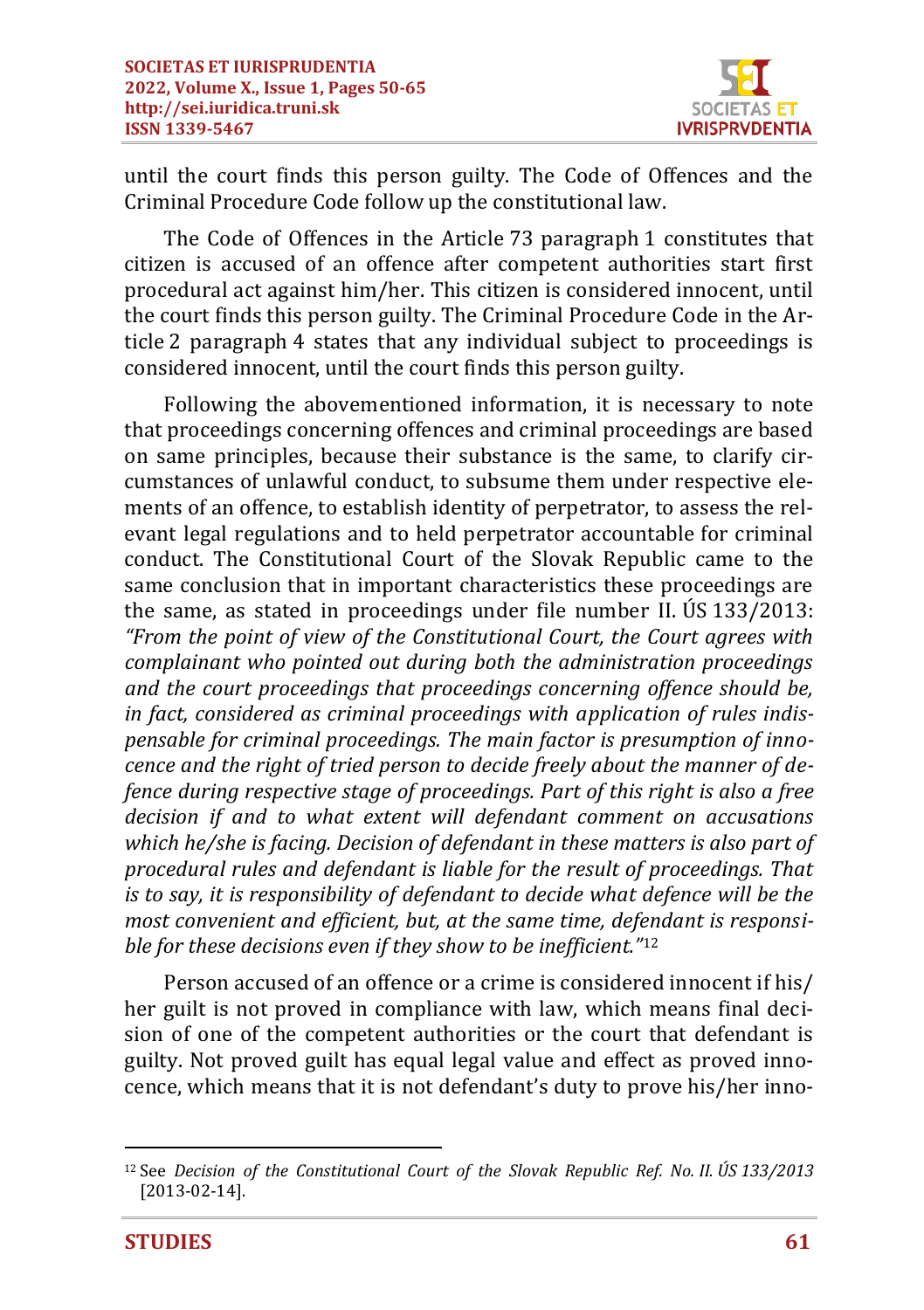until the court finds this person guilty. The Code of Offences and the Criminal Procedure Code follow up the constitutional law.

The Code of Offences in the Article 73 paragraph 1 constitutes that citizen is accused of an offence after competent authorities start first procedural act against him/her. This citizen is considered innocent, until the court finds this person guilty. The Criminal Procedure Code in the Article 2 paragraph 4 states that any individual subject to proceedings is considered innocent, until the court finds this person guilty.

Following the abovementioned information, it is necessary to note that proceedings concerning offences and criminal proceedings are based on same principles, because their substance is the same, to clarify circumstances of unlawful conduct, to subsume them under respective elements of an offence, to establish identity of perpetrator, to assess the relevant legal regulations and to held perpetrator accountable for criminal conduct. The Constitutional Court of the Slovak Republic came to the same conclusion that in important characteristics these proceedings are the same, as stated in proceedings under file number II. ÚS 133/2013: *"From the point of view of the Constitutional Court, the Court agrees with complainant who pointed out during both the administration proceedings and the court proceedings that proceedings concerning offence should be, in fact, considered as criminal proceedings with application of rules indispensable for criminal proceedings. The main factor is presumption of innocence and the right of tried person to decide freely about the manner of defence during respective stage of proceedings. Part of this right is also a free decision if and to what extent will defendant comment on accusations which he/she is facing. Decision of defendant in these matters is also part of procedural rules and defendant is liable for the result of proceedings. That is to say, it is responsibility of defendant to decide what defence will be the most convenient and efficient, but, at the same time, defendant is responsible for these decisions even if they show to be inefficient."*[12]

Person accused of an offence or a crime is considered innocent if his/her guilt is not proved in compliance with law, which means final decision of one of the competent authorities or the court that defendant is guilty. Not proved guilt has equal legal value and effect as proved innocence, which means that it is not defendant's duty to prove his/her inno-

[12] See *Decision of the Constitutional Court of the Slovak Republic Ref. No. II. ÚS 133/2013* [2013-02-14].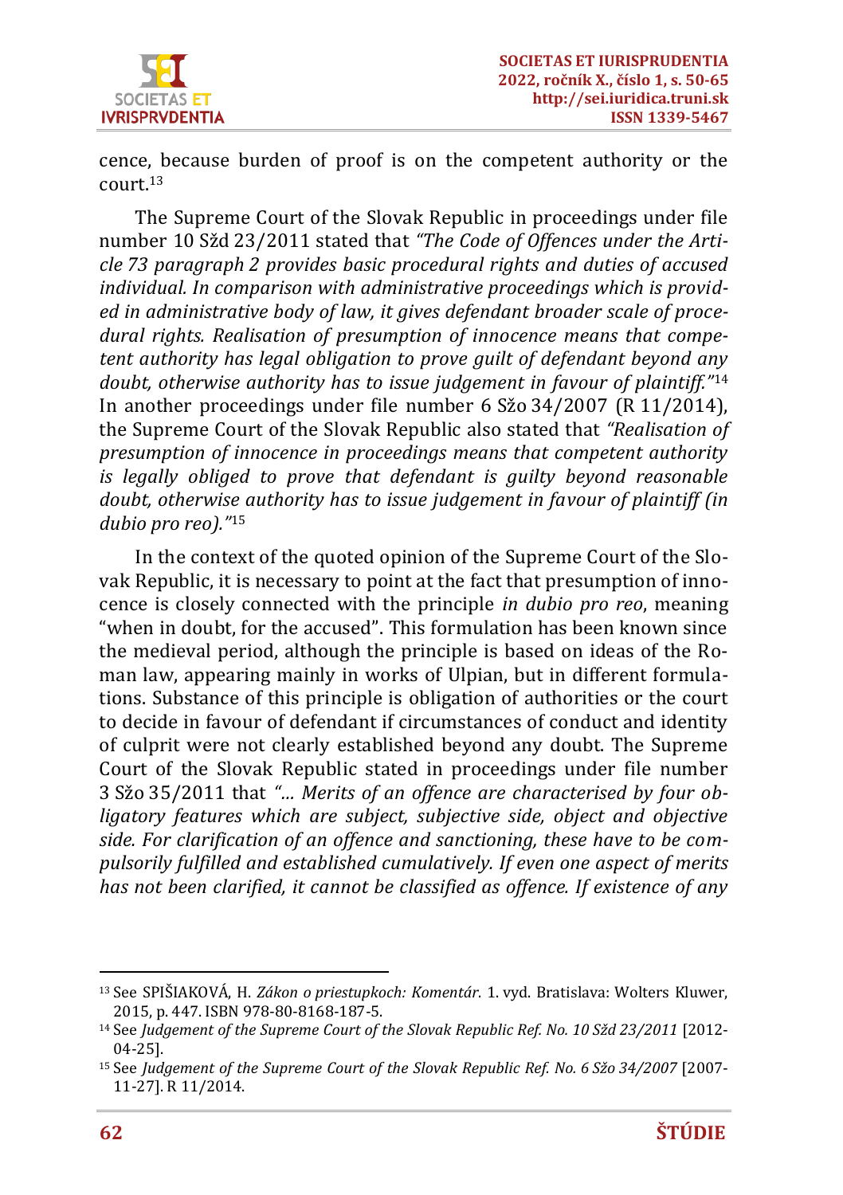cence, because burden of proof is on the competent authority or the court.[13]

The Supreme Court of the Slovak Republic in proceedings under file number 10 Sžd 23/2011 stated that *"The Code of Offences under the Article 73 paragraph 2 provides basic procedural rights and duties of accused individual. In comparison with administrative proceedings which is provided in administrative body of law, it gives defendant broader scale of procedural rights. Realisation of presumption of innocence means that competent authority has legal obligation to prove guilt of defendant beyond any doubt, otherwise authority has to issue judgement in favour of plaintiff."*[14] In another proceedings under file number 6 Sžo 34/2007 (R 11/2014), the Supreme Court of the Slovak Republic also stated that *"Realisation of presumption of innocence in proceedings means that competent authority is legally obliged to prove that defendant is guilty beyond reasonable doubt, otherwise authority has to issue judgement in favour of plaintiff (in dubio pro reo)."*[15]

In the context of the quoted opinion of the Supreme Court of the Slovak Republic, it is necessary to point at the fact that presumption of innocence is closely connected with the principle *in dubio pro reo*, meaning "when in doubt, for the accused". This formulation has been known since the medieval period, although the principle is based on ideas of the Roman law, appearing mainly in works of Ulpian, but in different formulations. Substance of this principle is obligation of authorities or the court to decide in favour of defendant if circumstances of conduct and identity of culprit were not clearly established beyond any doubt. The Supreme Court of the Slovak Republic stated in proceedings under file number 3 Sžo 35/2011 that *"... Merits of an offence are characterised by four obligatory features which are subject, subjective side, object and objective side. For clarification of an offence and sanctioning, these have to be compulsorily fulfilled and established cumulatively. If even one aspect of merits has not been clarified, it cannot be classified as offence. If existence of any*

---

[13] See SPIŠIAKOVÁ, H. *Zákon o priestupkoch: Komentár.* 1. vyd. Bratislava: Wolters Kluwer, 2015, p. 447. ISBN 978-80-8168-187-5.

[14] See *Judgement of the Supreme Court of the Slovak Republic Ref. No. 10 Sžd 23/2011* [2012-04-25].

[15] See *Judgement of the Supreme Court of the Slovak Republic Ref. No. 6 Sžo 34/2007* [2007-11-27]. R 11/2014.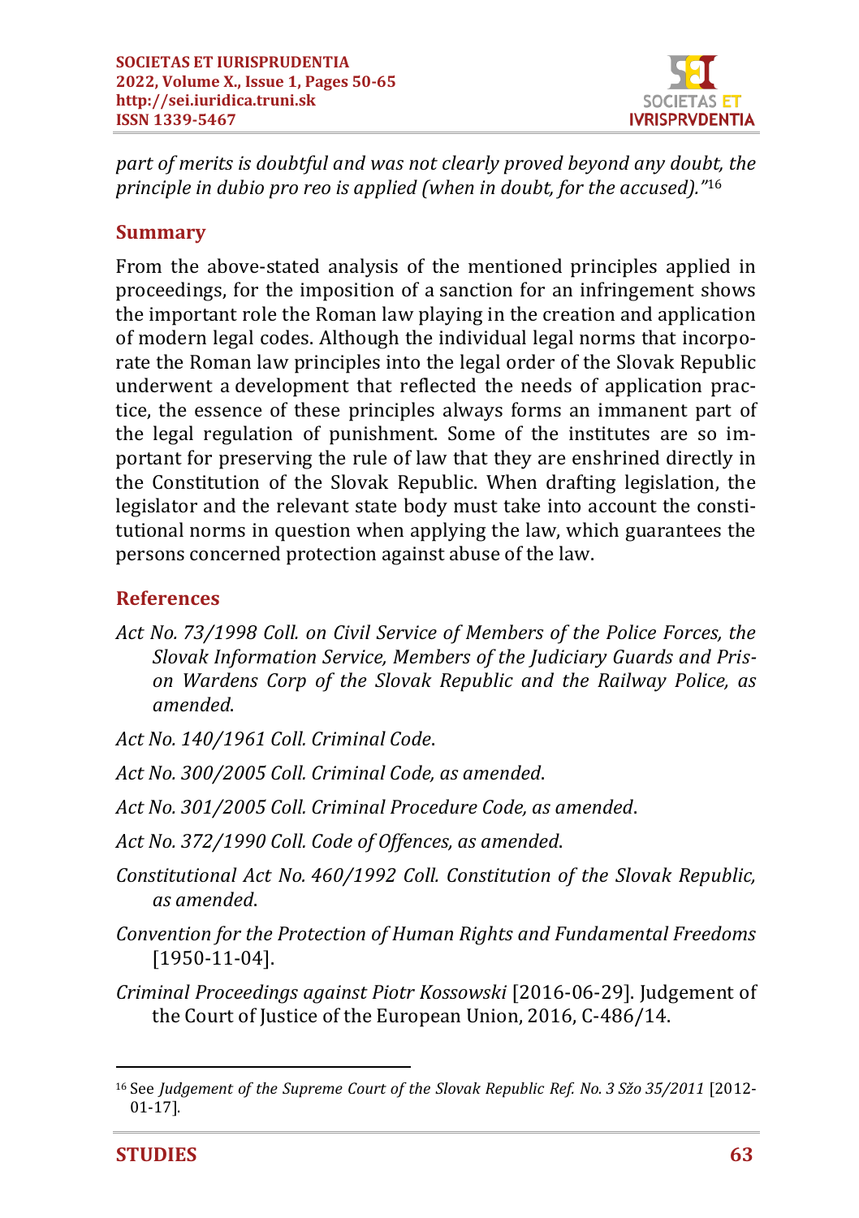*part of merits is doubtful and was not clearly proved beyond any doubt, the principle in dubio pro reo is applied (when in doubt, for the accused).”*[16]

## Summary

From the above-stated analysis of the mentioned principles applied in proceedings, for the imposition of a sanction for an infringement shows the important role the Roman law playing in the creation and application of modern legal codes. Although the individual legal norms that incorporate the Roman law principles into the legal order of the Slovak Republic underwent a development that reflected the needs of application practice, the essence of these principles always forms an immanent part of the legal regulation of punishment. Some of the institutes are so important for preserving the rule of law that they are enshrined directly in the Constitution of the Slovak Republic. When drafting legislation, the legislator and the relevant state body must take into account the constitutional norms in question when applying the law, which guarantees the persons concerned protection against abuse of the law.

## References

*Act No. 73/1998 Coll. on Civil Service of Members of the Police Forces, the Slovak Information Service, Members of the Judiciary Guards and Prison Wardens Corp of the Slovak Republic and the Railway Police, as amended*.

*Act No. 140/1961 Coll. Criminal Code*.

*Act No. 300/2005 Coll. Criminal Code, as amended*.

*Act No. 301/2005 Coll. Criminal Procedure Code, as amended*.

*Act No. 372/1990 Coll. Code of Offences, as amended*.

*Constitutional Act No. 460/1992 Coll. Constitution of the Slovak Republic, as amended*.

*Convention for the Protection of Human Rights and Fundamental Freedoms* [1950-11-04].

*Criminal Proceedings against Piotr Kossowski* [2016-06-29]. Judgement of the Court of Justice of the European Union, 2016, C-486/14.

---

[16] See *Judgement of the Supreme Court of the Slovak Republic Ref. No. 3 Sžo 35/2011* [2012-01-17].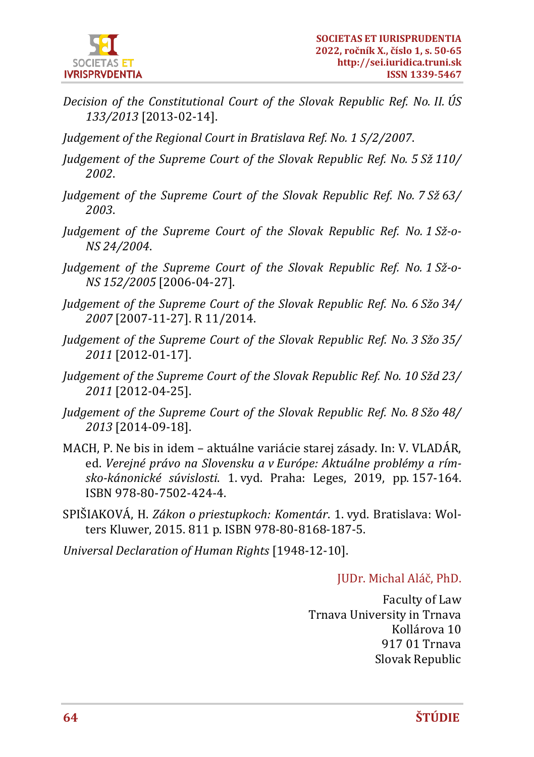*Decision of the Constitutional Court of the Slovak Republic Ref. No. II. ÚS 133/2013* [2013-02-14].

*Judgement of the Regional Court in Bratislava Ref. No. 1 S/2/2007*.

*Judgement of the Supreme Court of the Slovak Republic Ref. No. 5 Sž 110/ 2002*.

*Judgement of the Supreme Court of the Slovak Republic Ref. No. 7 Sž 63/ 2003*.

*Judgement of the Supreme Court of the Slovak Republic Ref. No. 1 Sž-o-NS 24/2004*.

*Judgement of the Supreme Court of the Slovak Republic Ref. No. 1 Sž-o-NS 152/2005* [2006-04-27].

*Judgement of the Supreme Court of the Slovak Republic Ref. No. 6 Sžo 34/ 2007* [2007-11-27]. R 11/2014.

*Judgement of the Supreme Court of the Slovak Republic Ref. No. 3 Sžo 35/ 2011* [2012-01-17].

*Judgement of the Supreme Court of the Slovak Republic Ref. No. 10 Sžd 23/ 2011* [2012-04-25].

*Judgement of the Supreme Court of the Slovak Republic Ref. No. 8 Sžo 48/ 2013* [2014-09-18].

MACH, P. Ne bis in idem – aktuálne variácie starej zásady. In: V. VLADÁR, ed. *Verejné právo na Slovensku a v Európe: Aktuálne problémy a rímsko-kánonické súvislosti*. 1. vyd. Praha: Leges, 2019, pp. 157-164. ISBN 978-80-7502-424-4.

SPIŠIAKOVÁ, H. *Zákon o priestupkoch: Komentár*. 1. vyd. Bratislava: Wolters Kluwer, 2015. 811 p. ISBN 978-80-8168-187-5.

*Universal Declaration of Human Rights* [1948-12-10].

JUDr. Michal Aláč, PhD.

Faculty of Law
Trnava University in Trnava
Kollárova 10
917 01 Trnava
Slovak Republic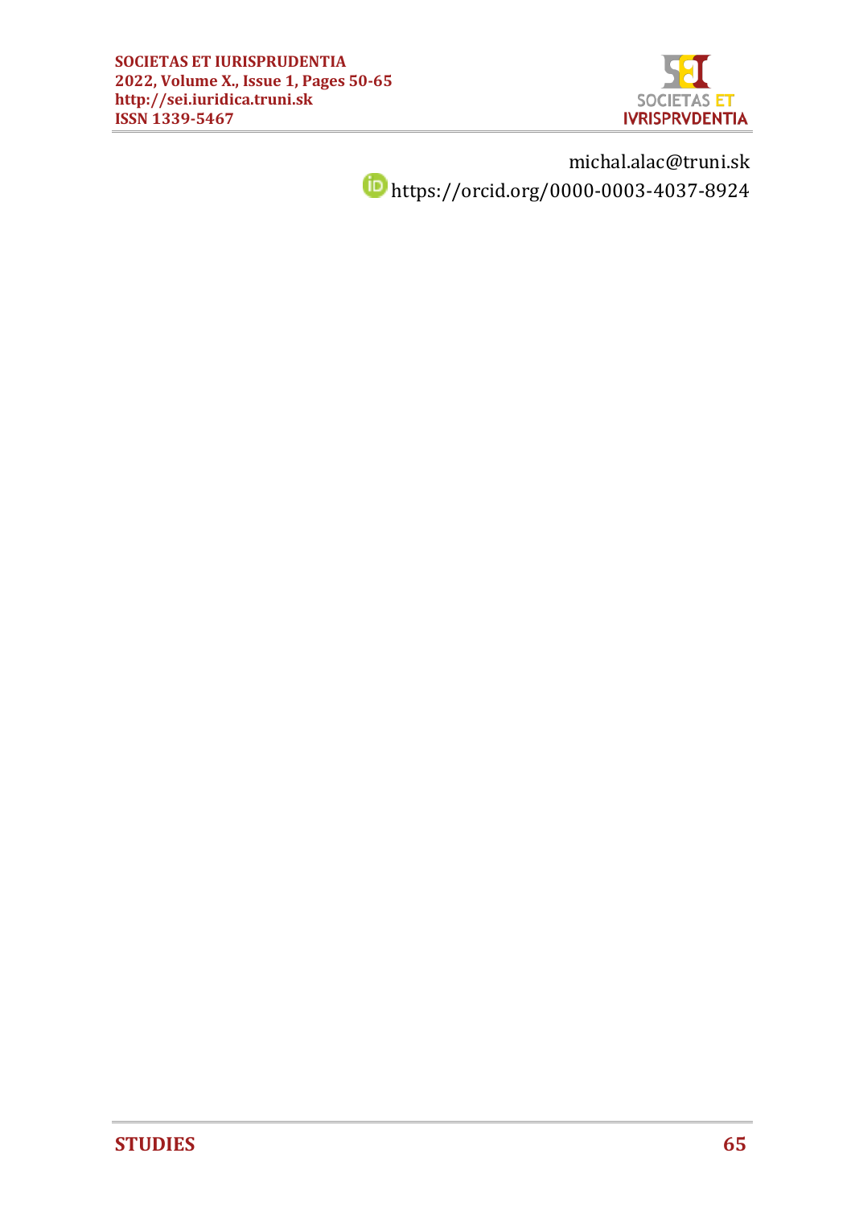michal.alac@truni.sk

https://orcid.org/0000-0003-4037-8924